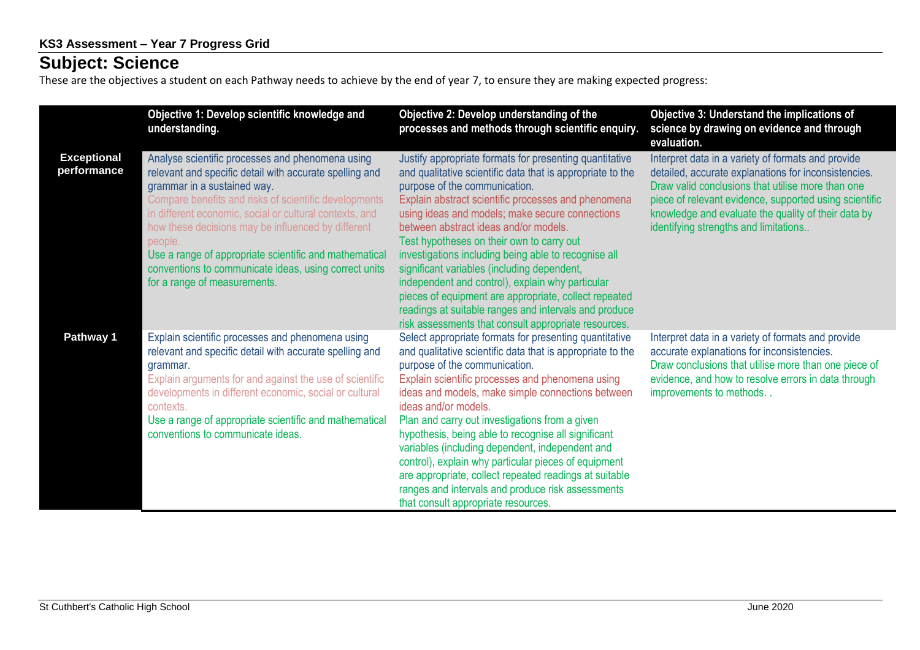**KS3 Assessment – Year 7 Progress Grid**

# Subject: Science

These are the objectives a student on each Pathway needs to achieve by the end of year 7, to ensure they are making expected progress:

| | Objective 1: Develop scientific knowledge and understanding. | Objective 2: Develop understanding of the processes and methods through scientific enquiry. | Objective 3: Understand the implications of science by drawing on evidence and through evaluation. |
|---|---|---|---|
| **Exceptional performance** | Analyse scientific processes and phenomena using relevant and specific detail with accurate spelling and grammar in a sustained way.<br>Compare benefits and risks of scientific developments in different economic, social or cultural contexts, and how these decisions may be influenced by different people.<br>Use a range of appropriate scientific and mathematical conventions to communicate ideas, using correct units for a range of measurements. | Justify appropriate formats for presenting quantitative and qualitative scientific data that is appropriate to the purpose of the communication.<br>Explain abstract scientific processes and phenomena using ideas and models; make secure connections between abstract ideas and/or models.<br>Test hypotheses on their own to carry out investigations including being able to recognise all significant variables (including dependent, independent and control), explain why particular pieces of equipment are appropriate, collect repeated readings at suitable ranges and intervals and produce risk assessments that consult appropriate resources. | Interpret data in a variety of formats and provide detailed, accurate explanations for inconsistencies.<br>Draw valid conclusions that utilise more than one piece of relevant evidence, supported using scientific knowledge and evaluate the quality of their data by identifying strengths and limitations.. |
| **Pathway 1** | Explain scientific processes and phenomena using relevant and specific detail with accurate spelling and grammar.<br>Explain arguments for and against the use of scientific developments in different economic, social or cultural contexts.<br>Use a range of appropriate scientific and mathematical conventions to communicate ideas. | Select appropriate formats for presenting quantitative and qualitative scientific data that is appropriate to the purpose of the communication.<br>Explain scientific processes and phenomena using ideas and models, make simple connections between ideas and/or models.<br>Plan and carry out investigations from a given hypothesis, being able to recognise all significant variables (including dependent, independent and control), explain why particular pieces of equipment are appropriate, collect repeated readings at suitable ranges and intervals and produce risk assessments that consult appropriate resources. | Interpret data in a variety of formats and provide accurate explanations for inconsistencies.<br>Draw conclusions that utilise more than one piece of evidence, and how to resolve errors in data through improvements to methods. . |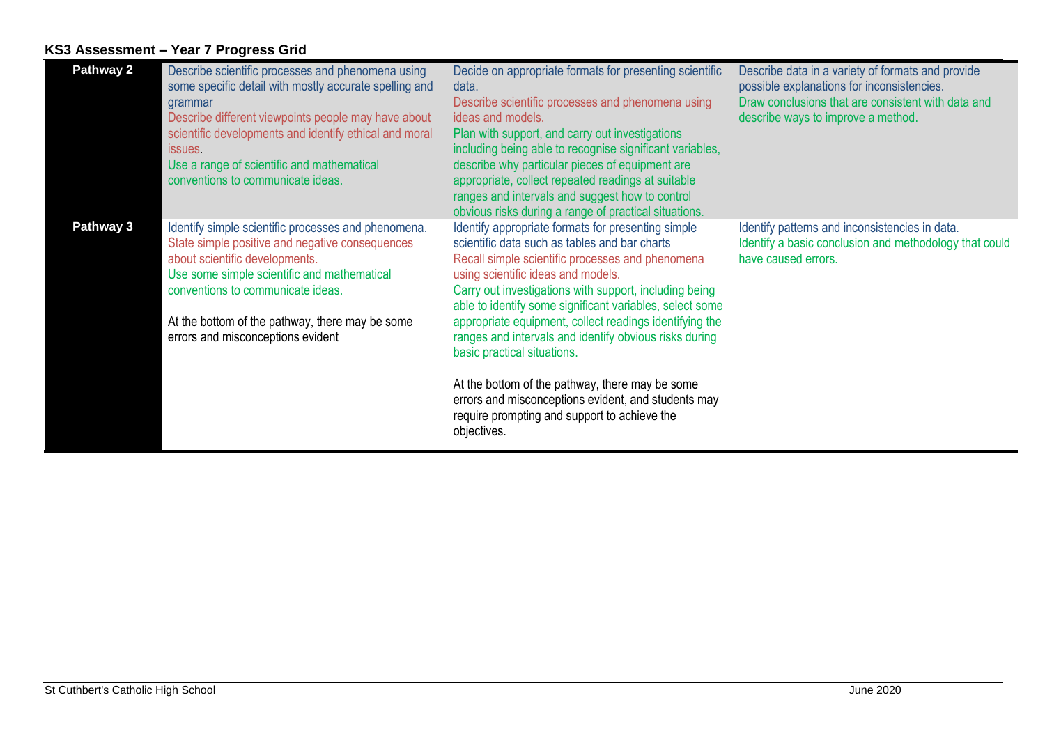## KS3 Assessment – Year 7 Progress Grid

| | | | |
|---|---|---|---|
| **Pathway 2** | Describe scientific processes and phenomena using some specific detail with mostly accurate spelling and grammar<br>Describe different viewpoints people may have about scientific developments and identify ethical and moral issues.<br>Use a range of scientific and mathematical conventions to communicate ideas. | Decide on appropriate formats for presenting scientific data.<br>Describe scientific processes and phenomena using ideas and models.<br>Plan with support, and carry out investigations including being able to recognise significant variables, describe why particular pieces of equipment are appropriate, collect repeated readings at suitable ranges and intervals and suggest how to control obvious risks during a range of practical situations. | Describe data in a variety of formats and provide possible explanations for inconsistencies.<br>Draw conclusions that are consistent with data and describe ways to improve a method. |
| **Pathway 3** | Identify simple scientific processes and phenomena.<br>State simple positive and negative consequences about scientific developments.<br>Use some simple scientific and mathematical conventions to communicate ideas.<br><br>At the bottom of the pathway, there may be some errors and misconceptions evident | Identify appropriate formats for presenting simple scientific data such as tables and bar charts<br>Recall simple scientific processes and phenomena using scientific ideas and models.<br>Carry out investigations with support, including being able to identify some significant variables, select some appropriate equipment, collect readings identifying the ranges and intervals and identify obvious risks during basic practical situations.<br><br>At the bottom of the pathway, there may be some errors and misconceptions evident, and students may require prompting and support to achieve the objectives. | Identify patterns and inconsistencies in data.<br>Identify a basic conclusion and methodology that could have caused errors. |